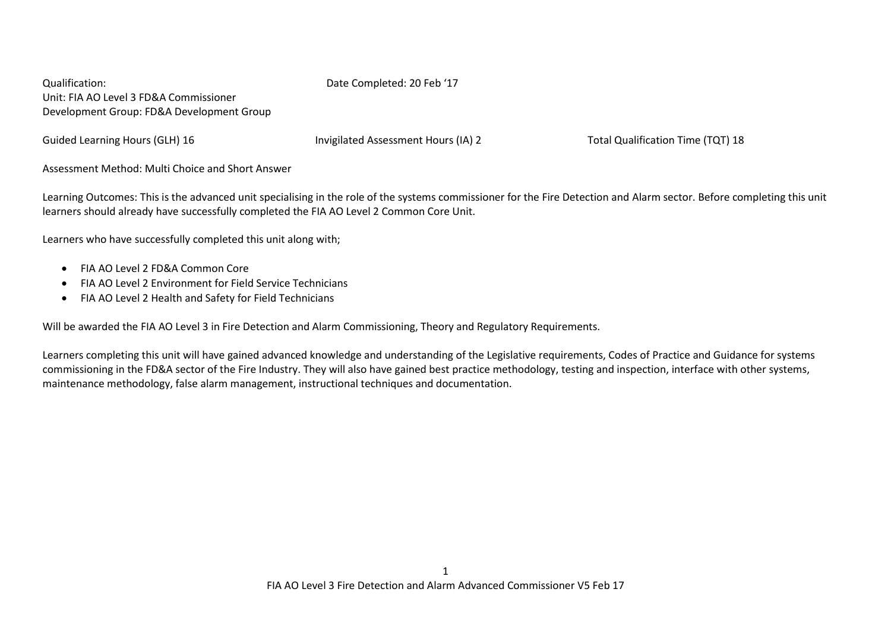Qualification: Date Completed: 20 Feb '17

Unit: FIA AO Level 3 FD&A Commissioner

Development Group: FD&A Development Group

Guided Learning Hours (GLH) 16 Invigilated Assessment Hours (IA) 2 Total Qualification Time (TQT) 18

Assessment Method: Multi Choice and Short Answer

Learning Outcomes: This is the advanced unit specialising in the role of the systems commissioner for the Fire Detection and Alarm sector. Before completing this unit learners should already have successfully completed the FIA AO Level 2 Common Core Unit.

Learners who have successfully completed this unit along with;

- FIA AO Level 2 FD&A Common Core
- FIA AO Level 2 Environment for Field Service Technicians
- FIA AO Level 2 Health and Safety for Field Technicians

Will be awarded the FIA AO Level 3 in Fire Detection and Alarm Commissioning, Theory and Regulatory Requirements.

Learners completing this unit will have gained advanced knowledge and understanding of the Legislative requirements, Codes of Practice and Guidance for systems commissioning in the FD&A sector of the Fire Industry. They will also have gained best practice methodology, testing and inspection, interface with other systems, maintenance methodology, false alarm management, instructional techniques and documentation.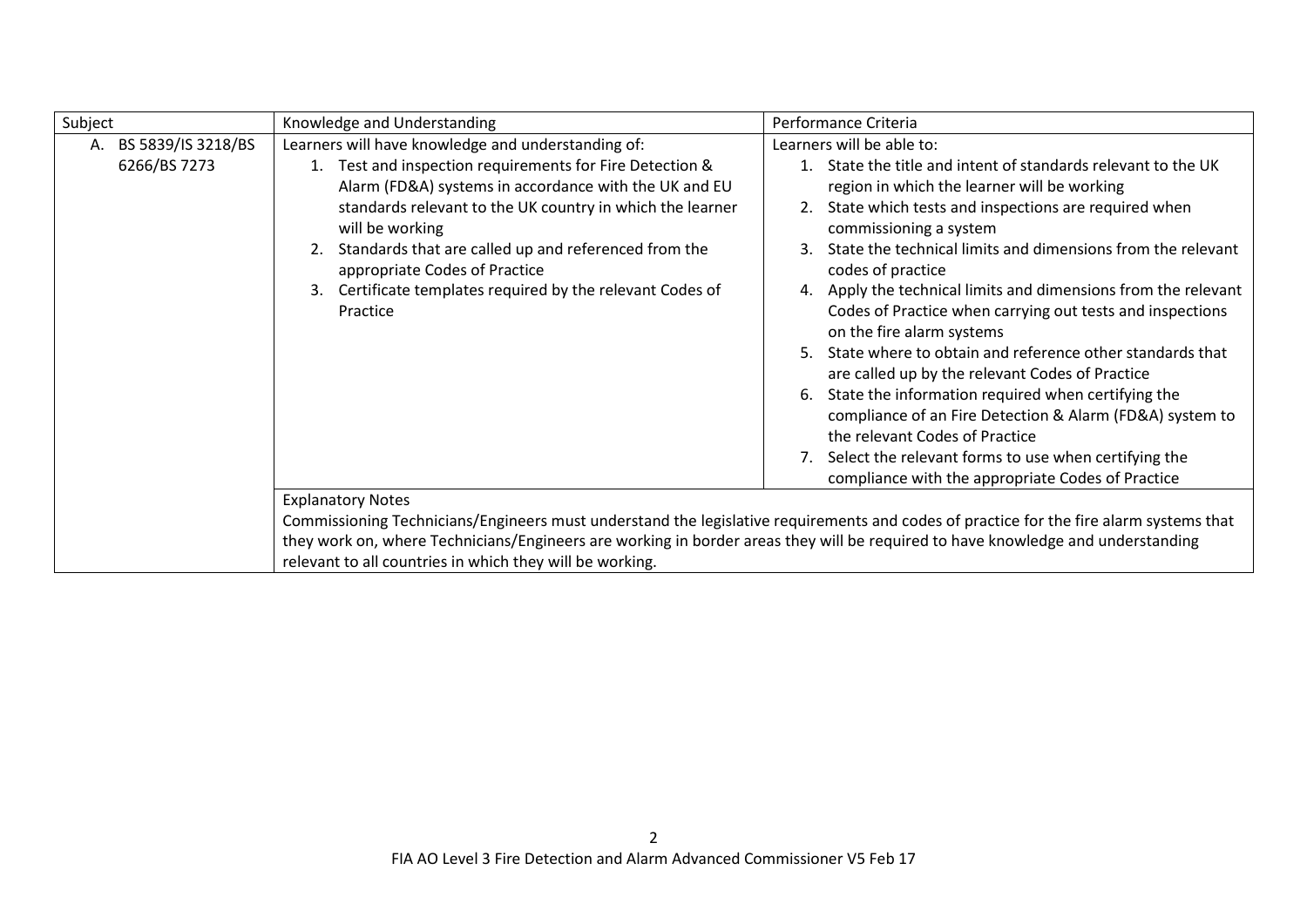| Subject | Knowledge and Understanding | Performance Criteria |
| --- | --- | --- |
| A. BS 5839/IS 3218/BS 6266/BS 7273 | Learners will have knowledge and understanding of:<br>1. Test and inspection requirements for Fire Detection & Alarm (FD&A) systems in accordance with the UK and EU standards relevant to the UK country in which the learner will be working<br>2. Standards that are called up and referenced from the appropriate Codes of Practice<br>3. Certificate templates required by the relevant Codes of Practice | Learners will be able to:<br>1. State the title and intent of standards relevant to the UK region in which the learner will be working<br>2. State which tests and inspections are required when commissioning a system<br>3. State the technical limits and dimensions from the relevant codes of practice<br>4. Apply the technical limits and dimensions from the relevant Codes of Practice when carrying out tests and inspections on the fire alarm systems<br>5. State where to obtain and reference other standards that are called up by the relevant Codes of Practice<br>6. State the information required when certifying the compliance of an Fire Detection & Alarm (FD&A) system to the relevant Codes of Practice<br>7. Select the relevant forms to use when certifying the compliance with the appropriate Codes of Practice |
| | Explanatory Notes<br>Commissioning Technicians/Engineers must understand the legislative requirements and codes of practice for the fire alarm systems that they work on, where Technicians/Engineers are working in border areas they will be required to have knowledge and understanding relevant to all countries in which they will be working. | |

FIA AO Level 3 Fire Detection and Alarm Advanced Commissioner V5 Feb 17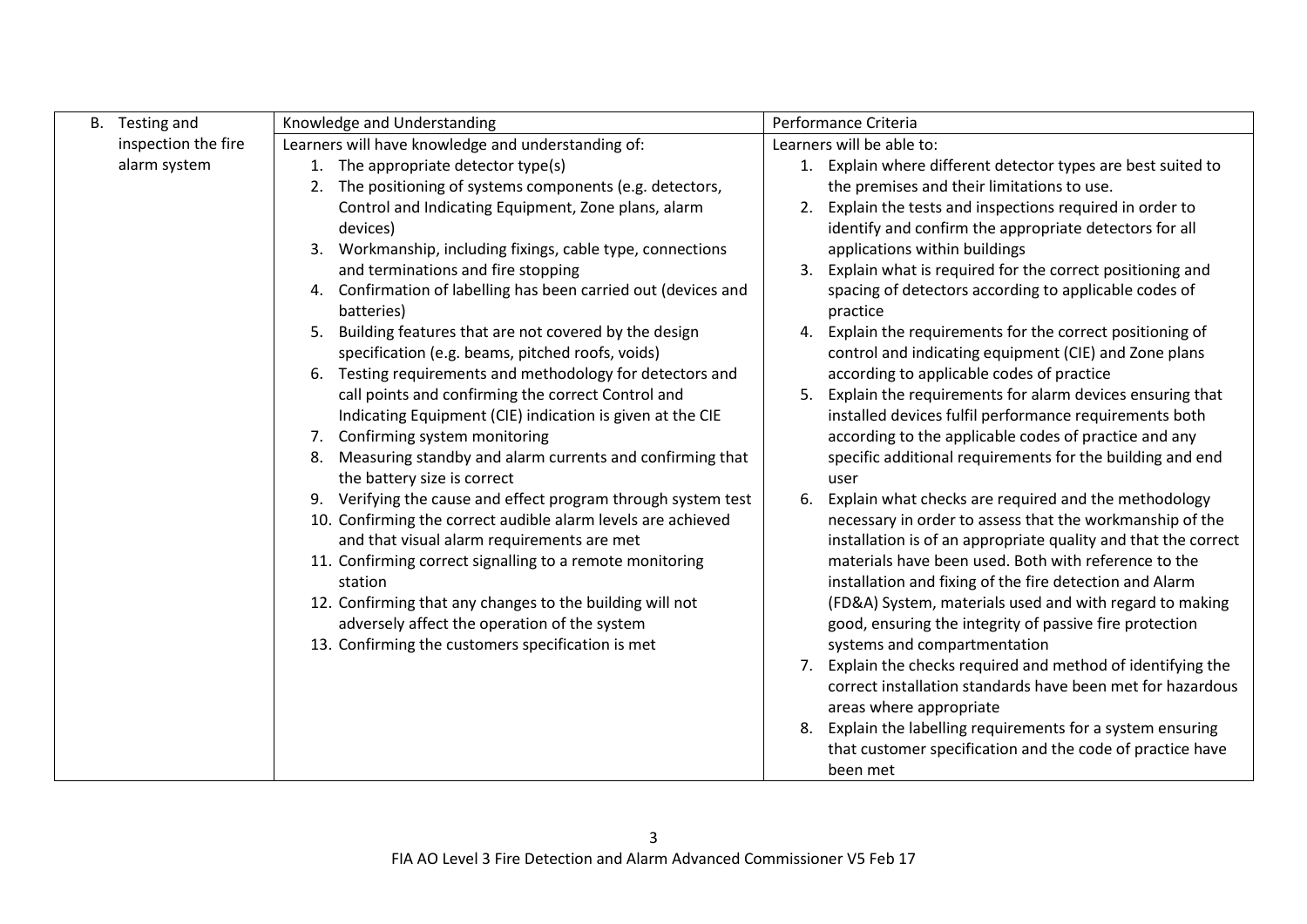| B. Testing and inspection the fire alarm system | Knowledge and Understanding | Performance Criteria |
|---|---|---|
| | Learners will have knowledge and understanding of:<br>1. The appropriate detector type(s)<br>2. The positioning of systems components (e.g. detectors, Control and Indicating Equipment, Zone plans, alarm devices)<br>3. Workmanship, including fixings, cable type, connections and terminations and fire stopping<br>4. Confirmation of labelling has been carried out (devices and batteries)<br>5. Building features that are not covered by the design specification (e.g. beams, pitched roofs, voids)<br>6. Testing requirements and methodology for detectors and call points and confirming the correct Control and Indicating Equipment (CIE) indication is given at the CIE<br>7. Confirming system monitoring<br>8. Measuring standby and alarm currents and confirming that the battery size is correct<br>9. Verifying the cause and effect program through system test<br>10. Confirming the correct audible alarm levels are achieved and that visual alarm requirements are met<br>11. Confirming correct signalling to a remote monitoring station<br>12. Confirming that any changes to the building will not adversely affect the operation of the system<br>13. Confirming the customers specification is met | Learners will be able to:<br>1. Explain where different detector types are best suited to the premises and their limitations to use.<br>2. Explain the tests and inspections required in order to identify and confirm the appropriate detectors for all applications within buildings<br>3. Explain what is required for the correct positioning and spacing of detectors according to applicable codes of practice<br>4. Explain the requirements for the correct positioning of control and indicating equipment (CIE) and Zone plans according to applicable codes of practice<br>5. Explain the requirements for alarm devices ensuring that installed devices fulfil performance requirements both according to the applicable codes of practice and any specific additional requirements for the building and end user<br>6. Explain what checks are required and the methodology necessary in order to assess that the workmanship of the installation is of an appropriate quality and that the correct materials have been used. Both with reference to the installation and fixing of the fire detection and Alarm (FD&A) System, materials used and with regard to making good, ensuring the integrity of passive fire protection systems and compartmentation<br>7. Explain the checks required and method of identifying the correct installation standards have been met for hazardous areas where appropriate<br>8. Explain the labelling requirements for a system ensuring that customer specification and the code of practice have been met |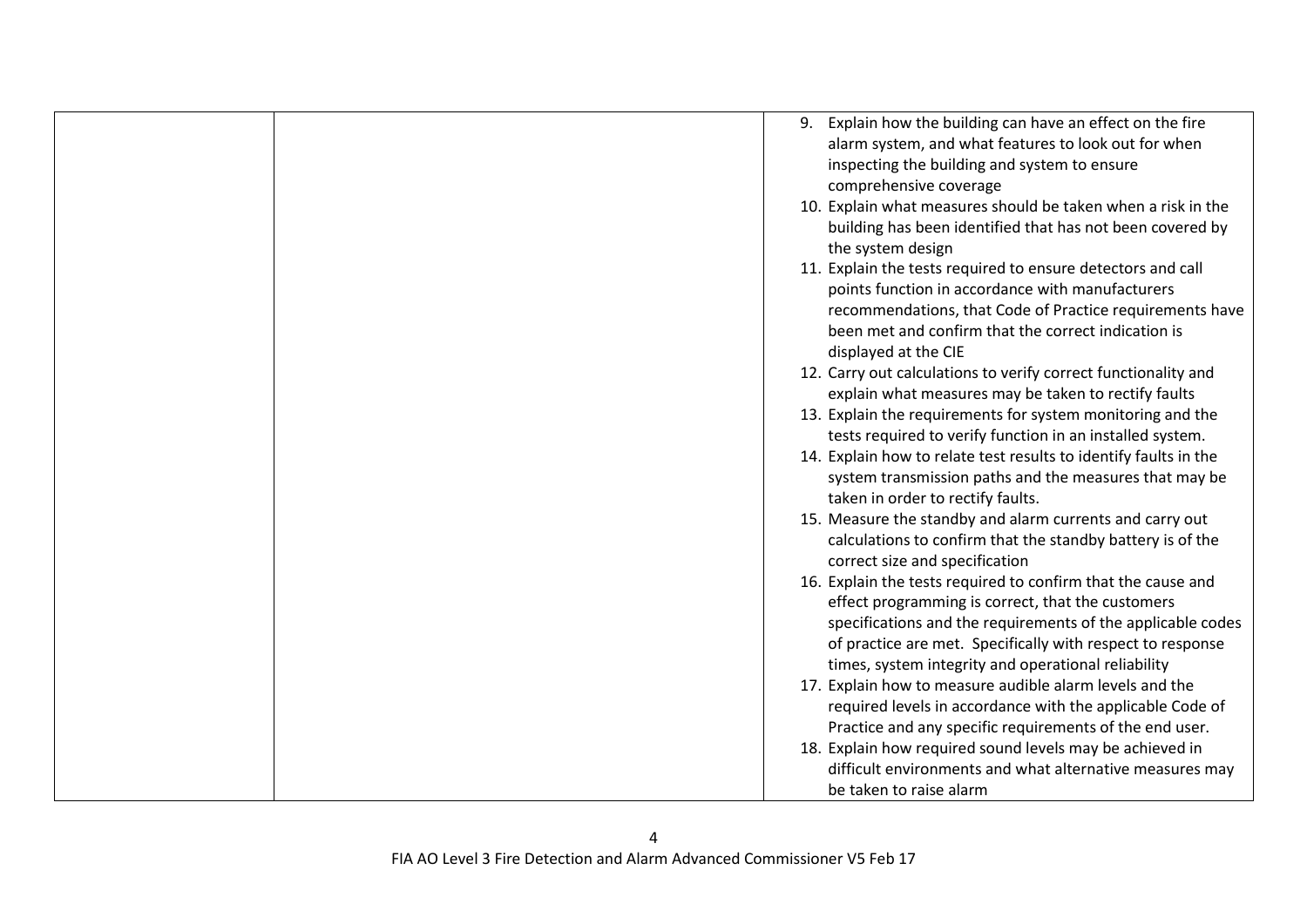| | | |
|---|---|---|
| | | 9. Explain how the building can have an effect on the fire alarm system, and what features to look out for when inspecting the building and system to ensure comprehensive coverage<br>10. Explain what measures should be taken when a risk in the building has been identified that has not been covered by the system design<br>11. Explain the tests required to ensure detectors and call points function in accordance with manufacturers recommendations, that Code of Practice requirements have been met and confirm that the correct indication is displayed at the CIE<br>12. Carry out calculations to verify correct functionality and explain what measures may be taken to rectify faults<br>13. Explain the requirements for system monitoring and the tests required to verify function in an installed system.<br>14. Explain how to relate test results to identify faults in the system transmission paths and the measures that may be taken in order to rectify faults.<br>15. Measure the standby and alarm currents and carry out calculations to confirm that the standby battery is of the correct size and specification<br>16. Explain the tests required to confirm that the cause and effect programming is correct, that the customers specifications and the requirements of the applicable codes of practice are met. Specifically with respect to response times, system integrity and operational reliability<br>17. Explain how to measure audible alarm levels and the required levels in accordance with the applicable Code of Practice and any specific requirements of the end user.<br>18. Explain how required sound levels may be achieved in difficult environments and what alternative measures may be taken to raise alarm |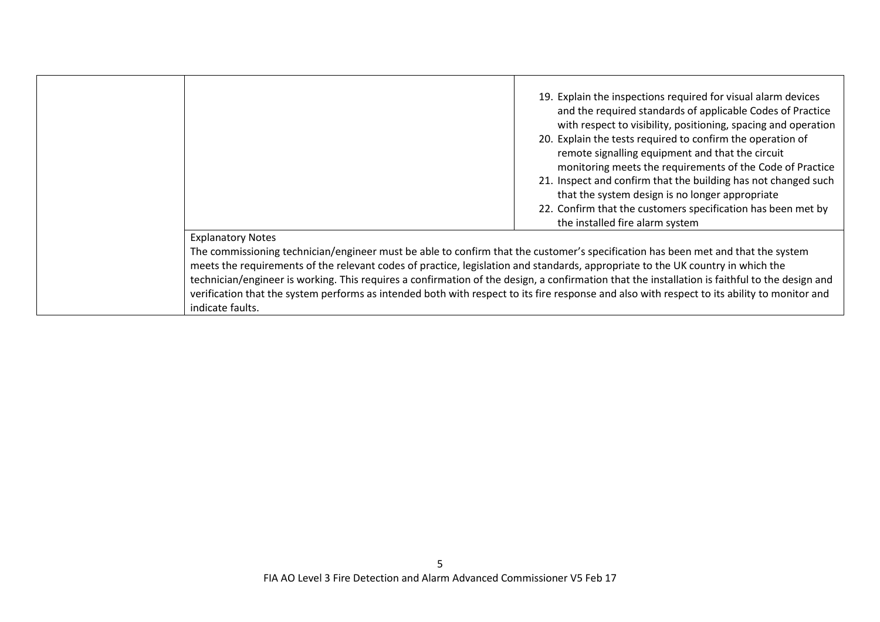| | | |
|---|---|---|
| | | 19. Explain the inspections required for visual alarm devices and the required standards of applicable Codes of Practice with respect to visibility, positioning, spacing and operation<br>20. Explain the tests required to confirm the operation of remote signalling equipment and that the circuit monitoring meets the requirements of the Code of Practice<br>21. Inspect and confirm that the building has not changed such that the system design is no longer appropriate<br>22. Confirm that the customers specification has been met by the installed fire alarm system |
| | Explanatory Notes<br>The commissioning technician/engineer must be able to confirm that the customer's specification has been met and that the system meets the requirements of the relevant codes of practice, legislation and standards, appropriate to the UK country in which the technician/engineer is working. This requires a confirmation of the design, a confirmation that the installation is faithful to the design and verification that the system performs as intended both with respect to its fire response and also with respect to its ability to monitor and indicate faults. | |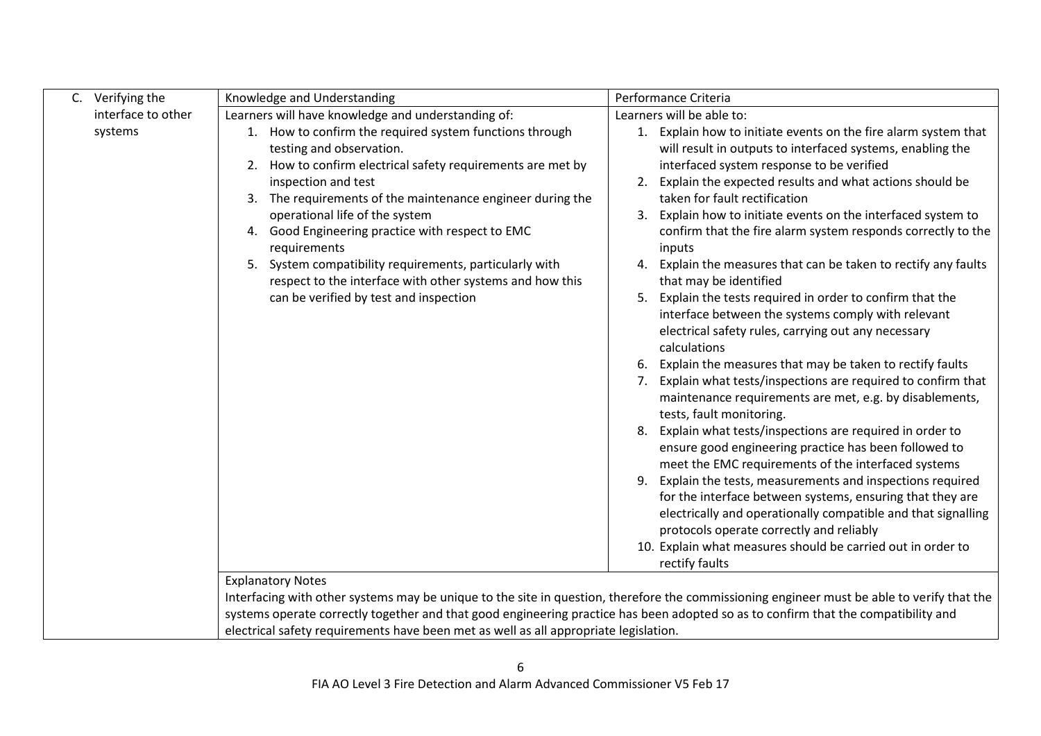| C. Verifying the interface to other systems | Knowledge and Understanding | Performance Criteria |
|---|---|---|
| | Learners will have knowledge and understanding of:<br>1. How to confirm the required system functions through testing and observation.<br>2. How to confirm electrical safety requirements are met by inspection and test<br>3. The requirements of the maintenance engineer during the operational life of the system<br>4. Good Engineering practice with respect to EMC requirements<br>5. System compatibility requirements, particularly with respect to the interface with other systems and how this can be verified by test and inspection | Learners will be able to:<br>1. Explain how to initiate events on the fire alarm system that will result in outputs to interfaced systems, enabling the interfaced system response to be verified<br>2. Explain the expected results and what actions should be taken for fault rectification<br>3. Explain how to initiate events on the interfaced system to confirm that the fire alarm system responds correctly to the inputs<br>4. Explain the measures that can be taken to rectify any faults that may be identified<br>5. Explain the tests required in order to confirm that the interface between the systems comply with relevant electrical safety rules, carrying out any necessary calculations<br>6. Explain the measures that may be taken to rectify faults<br>7. Explain what tests/inspections are required to confirm that maintenance requirements are met, e.g. by disablements, tests, fault monitoring.<br>8. Explain what tests/inspections are required in order to ensure good engineering practice has been followed to meet the EMC requirements of the interfaced systems<br>9. Explain the tests, measurements and inspections required for the interface between systems, ensuring that they are electrically and operationally compatible and that signalling protocols operate correctly and reliably<br>10. Explain what measures should be carried out in order to rectify faults |
| | Explanatory Notes<br>Interfacing with other systems may be unique to the site in question, therefore the commissioning engineer must be able to verify that the systems operate correctly together and that good engineering practice has been adopted so as to confirm that the compatibility and electrical safety requirements have been met as well as all appropriate legislation. | |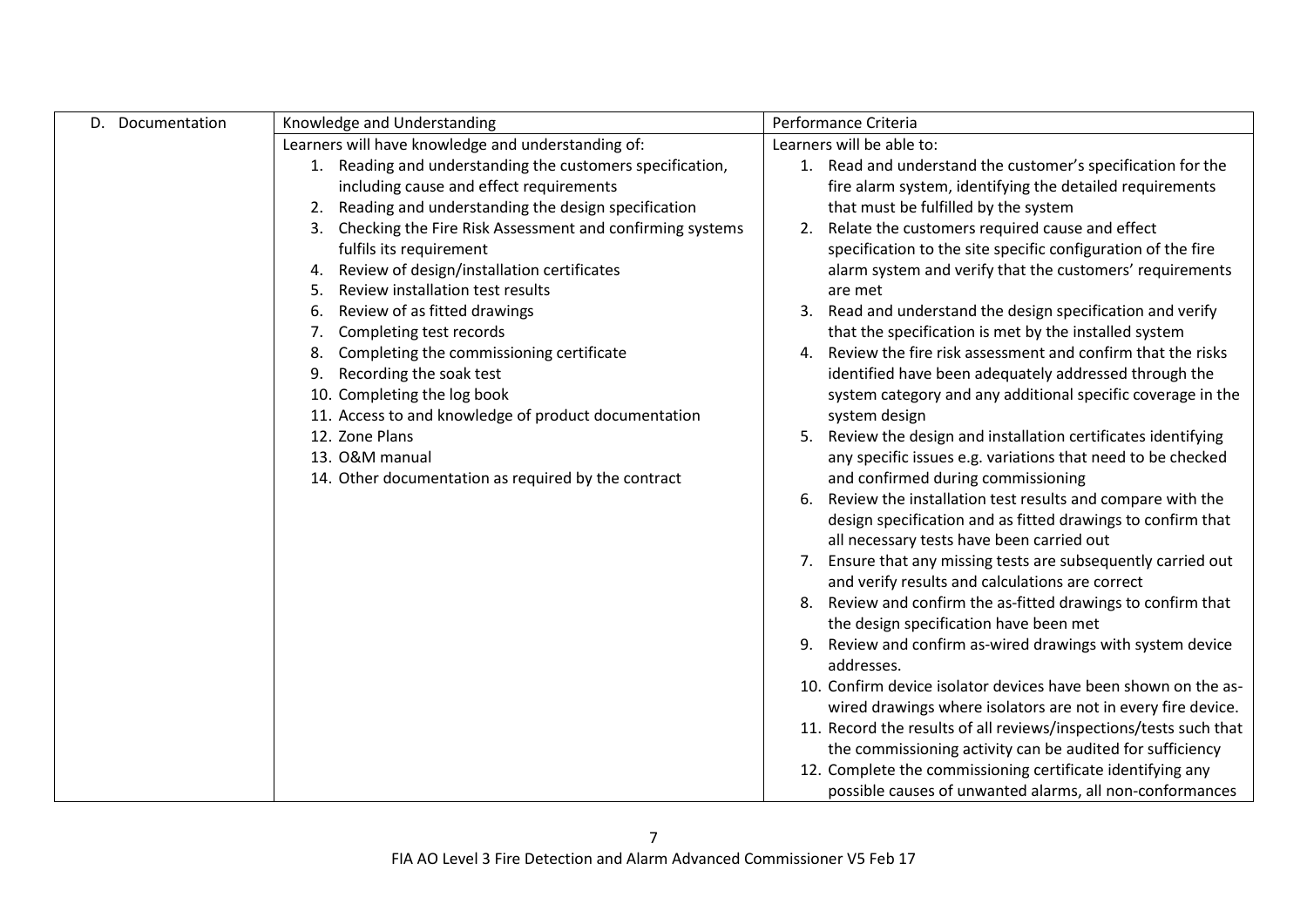| D. Documentation | Knowledge and Understanding | Performance Criteria |
|---|---|---|
| | Learners will have knowledge and understanding of:<br>1. Reading and understanding the customers specification, including cause and effect requirements<br>2. Reading and understanding the design specification<br>3. Checking the Fire Risk Assessment and confirming systems fulfils its requirement<br>4. Review of design/installation certificates<br>5. Review installation test results<br>6. Review of as fitted drawings<br>7. Completing test records<br>8. Completing the commissioning certificate<br>9. Recording the soak test<br>10. Completing the log book<br>11. Access to and knowledge of product documentation<br>12. Zone Plans<br>13. O&M manual<br>14. Other documentation as required by the contract | Learners will be able to:<br>1. Read and understand the customer's specification for the fire alarm system, identifying the detailed requirements that must be fulfilled by the system<br>2. Relate the customers required cause and effect specification to the site specific configuration of the fire alarm system and verify that the customers' requirements are met<br>3. Read and understand the design specification and verify that the specification is met by the installed system<br>4. Review the fire risk assessment and confirm that the risks identified have been adequately addressed through the system category and any additional specific coverage in the system design<br>5. Review the design and installation certificates identifying any specific issues e.g. variations that need to be checked and confirmed during commissioning<br>6. Review the installation test results and compare with the design specification and as fitted drawings to confirm that all necessary tests have been carried out<br>7. Ensure that any missing tests are subsequently carried out and verify results and calculations are correct<br>8. Review and confirm the as-fitted drawings to confirm that the design specification have been met<br>9. Review and confirm as-wired drawings with system device addresses.<br>10. Confirm device isolator devices have been shown on the as-wired drawings where isolators are not in every fire device.<br>11. Record the results of all reviews/inspections/tests such that the commissioning activity can be audited for sufficiency<br>12. Complete the commissioning certificate identifying any possible causes of unwanted alarms, all non-conformances |

FIA AO Level 3 Fire Detection and Alarm Advanced Commissioner V5 Feb 17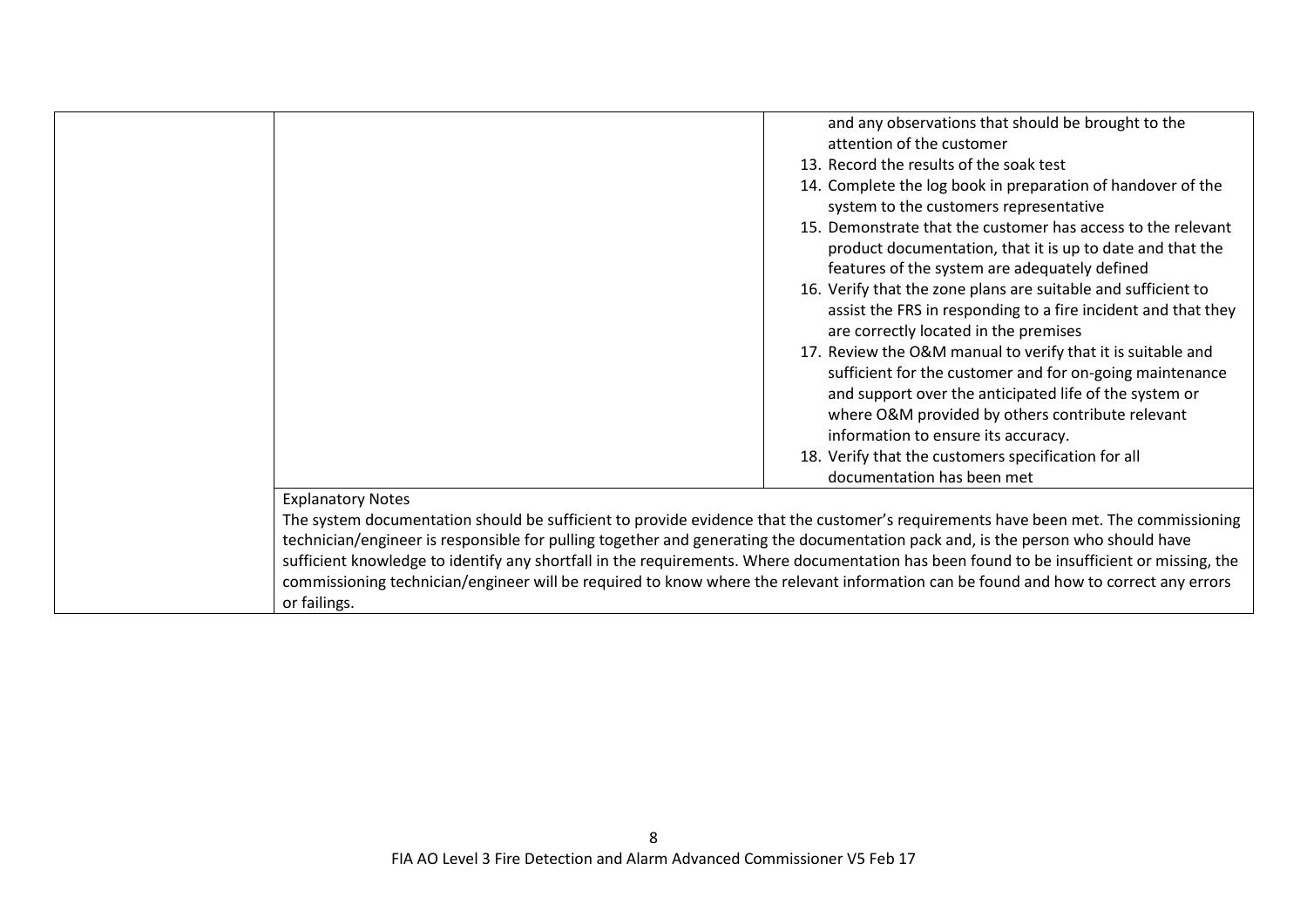| | | |
|---|---|---|
| | | and any observations that should be brought to the attention of the customer<br>13. Record the results of the soak test<br>14. Complete the log book in preparation of handover of the system to the customers representative<br>15. Demonstrate that the customer has access to the relevant product documentation, that it is up to date and that the features of the system are adequately defined<br>16. Verify that the zone plans are suitable and sufficient to assist the FRS in responding to a fire incident and that they are correctly located in the premises<br>17. Review the O&M manual to verify that it is suitable and sufficient for the customer and for on-going maintenance and support over the anticipated life of the system or where O&M provided by others contribute relevant information to ensure its accuracy.<br>18. Verify that the customers specification for all documentation has been met |
| | Explanatory Notes<br>The system documentation should be sufficient to provide evidence that the customer's requirements have been met. The commissioning technician/engineer is responsible for pulling together and generating the documentation pack and, is the person who should have sufficient knowledge to identify any shortfall in the requirements. Where documentation has been found to be insufficient or missing, the commissioning technician/engineer will be required to know where the relevant information can be found and how to correct any errors or failings. | |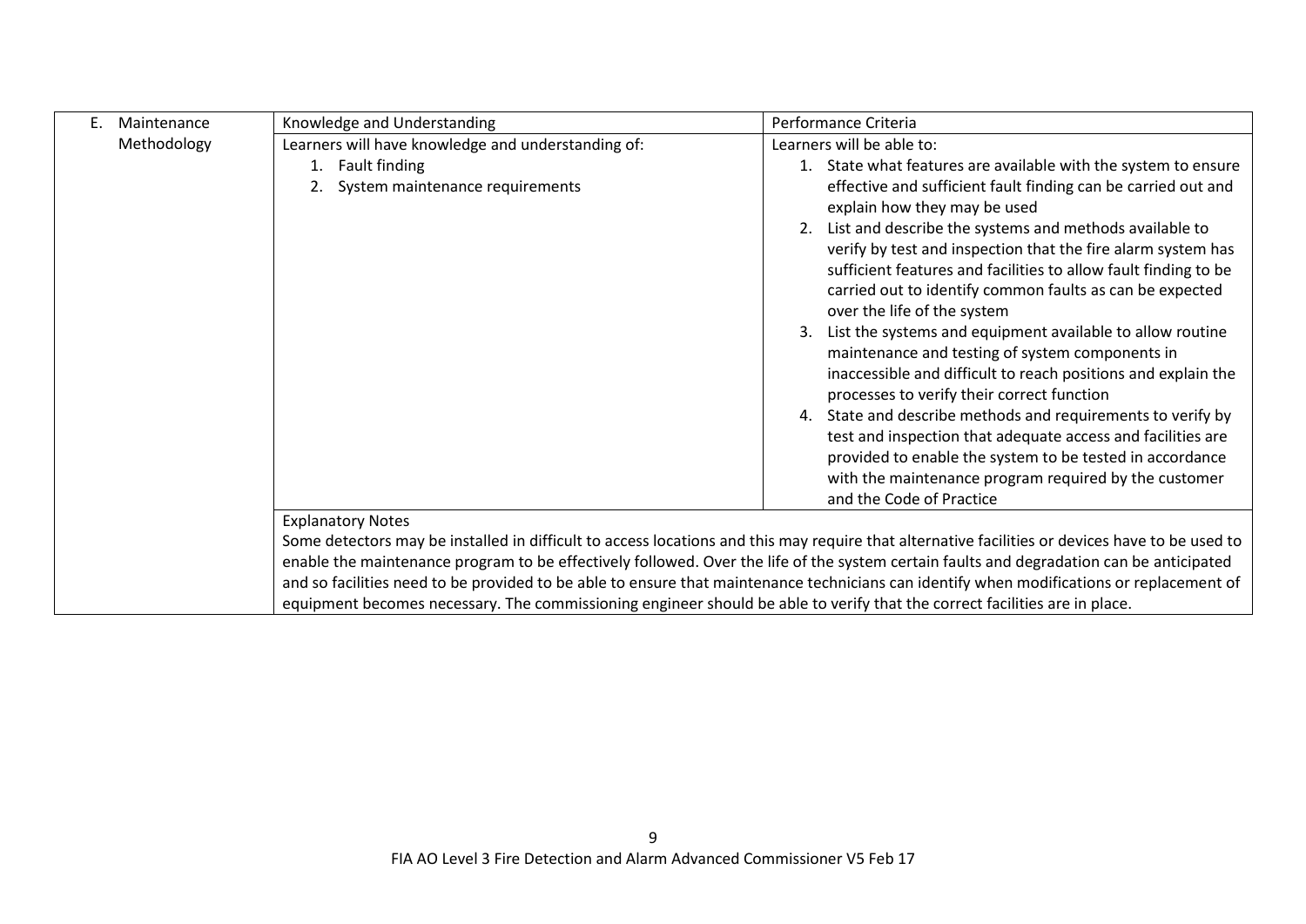| E. Maintenance Methodology | Knowledge and Understanding | Performance Criteria |
|---|---|---|
| | Learners will have knowledge and understanding of:<br>1. Fault finding<br>2. System maintenance requirements | Learners will be able to:<br>1. State what features are available with the system to ensure effective and sufficient fault finding can be carried out and explain how they may be used<br>2. List and describe the systems and methods available to verify by test and inspection that the fire alarm system has sufficient features and facilities to allow fault finding to be carried out to identify common faults as can be expected over the life of the system<br>3. List the systems and equipment available to allow routine maintenance and testing of system components in inaccessible and difficult to reach positions and explain the processes to verify their correct function<br>4. State and describe methods and requirements to verify by test and inspection that adequate access and facilities are provided to enable the system to be tested in accordance with the maintenance program required by the customer and the Code of Practice |
| | Explanatory Notes<br>Some detectors may be installed in difficult to access locations and this may require that alternative facilities or devices have to be used to enable the maintenance program to be effectively followed. Over the life of the system certain faults and degradation can be anticipated and so facilities need to be provided to be able to ensure that maintenance technicians can identify when modifications or replacement of equipment becomes necessary. The commissioning engineer should be able to verify that the correct facilities are in place. | |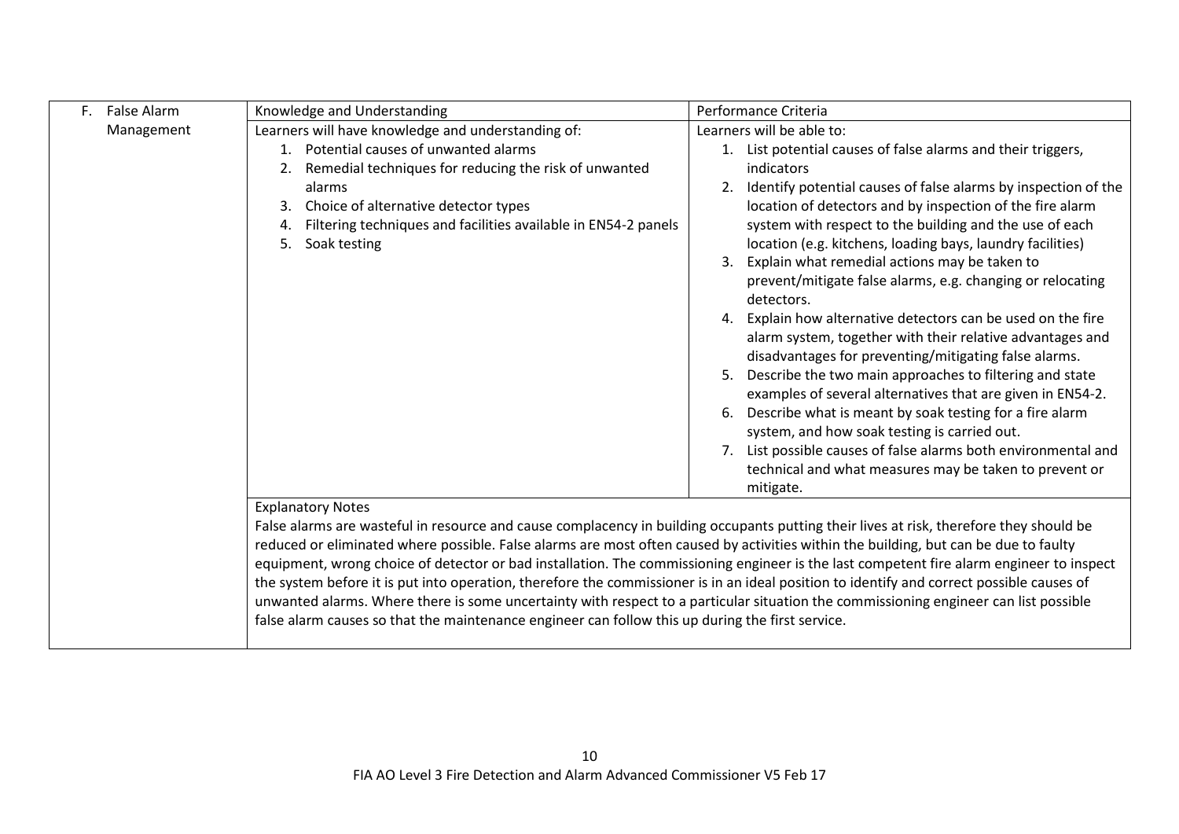| F. False Alarm Management | Knowledge and Understanding | Performance Criteria |
|---|---|---|
| | Learners will have knowledge and understanding of:<br>1. Potential causes of unwanted alarms<br>2. Remedial techniques for reducing the risk of unwanted alarms<br>3. Choice of alternative detector types<br>4. Filtering techniques and facilities available in EN54-2 panels<br>5. Soak testing | Learners will be able to:<br>1. List potential causes of false alarms and their triggers, indicators<br>2. Identify potential causes of false alarms by inspection of the location of detectors and by inspection of the fire alarm system with respect to the building and the use of each location (e.g. kitchens, loading bays, laundry facilities)<br>3. Explain what remedial actions may be taken to prevent/mitigate false alarms, e.g. changing or relocating detectors.<br>4. Explain how alternative detectors can be used on the fire alarm system, together with their relative advantages and disadvantages for preventing/mitigating false alarms.<br>5. Describe the two main approaches to filtering and state examples of several alternatives that are given in EN54-2.<br>6. Describe what is meant by soak testing for a fire alarm system, and how soak testing is carried out.<br>7. List possible causes of false alarms both environmental and technical and what measures may be taken to prevent or mitigate. |
| | Explanatory Notes<br>False alarms are wasteful in resource and cause complacency in building occupants putting their lives at risk, therefore they should be reduced or eliminated where possible. False alarms are most often caused by activities within the building, but can be due to faulty equipment, wrong choice of detector or bad installation. The commissioning engineer is the last competent fire alarm engineer to inspect the system before it is put into operation, therefore the commissioner is in an ideal position to identify and correct possible causes of unwanted alarms. Where there is some uncertainty with respect to a particular situation the commissioning engineer can list possible false alarm causes so that the maintenance engineer can follow this up during the first service. | |

FIA AO Level 3 Fire Detection and Alarm Advanced Commissioner V5 Feb 17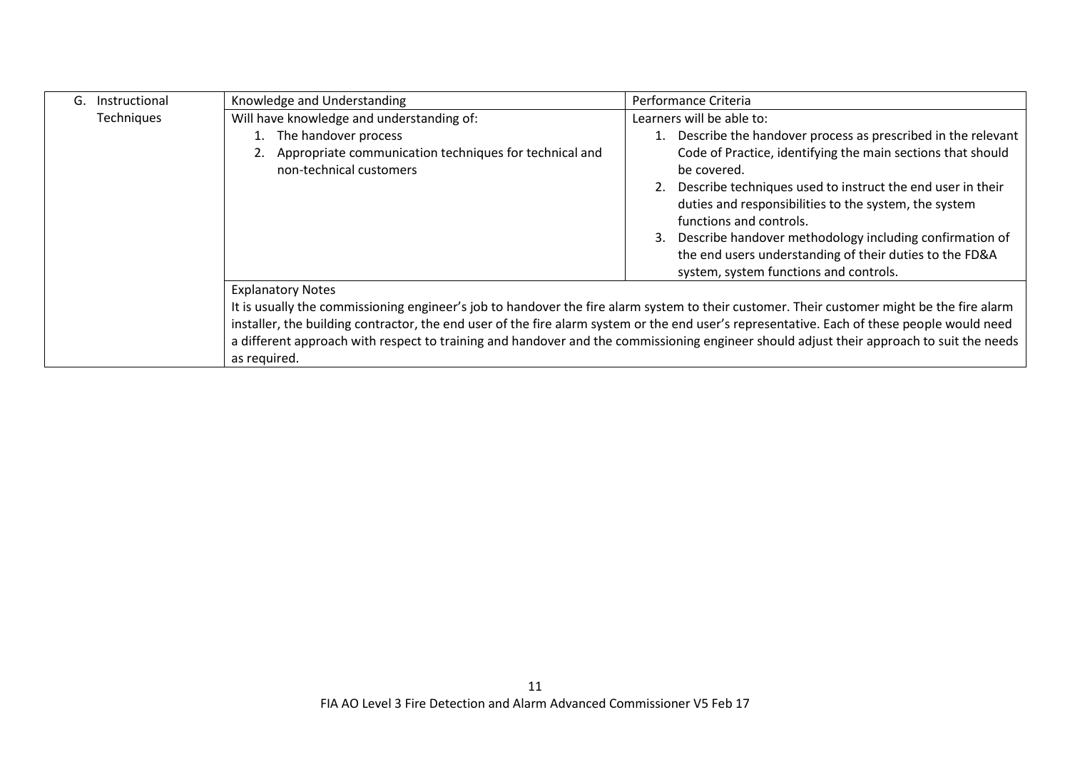| | | |
|---|---|---|
| G. Instructional Techniques | Knowledge and Understanding | Performance Criteria |
| | Will have knowledge and understanding of:<br>1. The handover process<br>2. Appropriate communication techniques for technical and non-technical customers | Learners will be able to:<br>1. Describe the handover process as prescribed in the relevant Code of Practice, identifying the main sections that should be covered.<br>2. Describe techniques used to instruct the end user in their duties and responsibilities to the system, the system functions and controls.<br>3. Describe handover methodology including confirmation of the end users understanding of their duties to the FD&A system, system functions and controls. |
| | Explanatory Notes<br>It is usually the commissioning engineer's job to handover the fire alarm system to their customer. Their customer might be the fire alarm installer, the building contractor, the end user of the fire alarm system or the end user's representative. Each of these people would need a different approach with respect to training and handover and the commissioning engineer should adjust their approach to suit the needs as required. | |